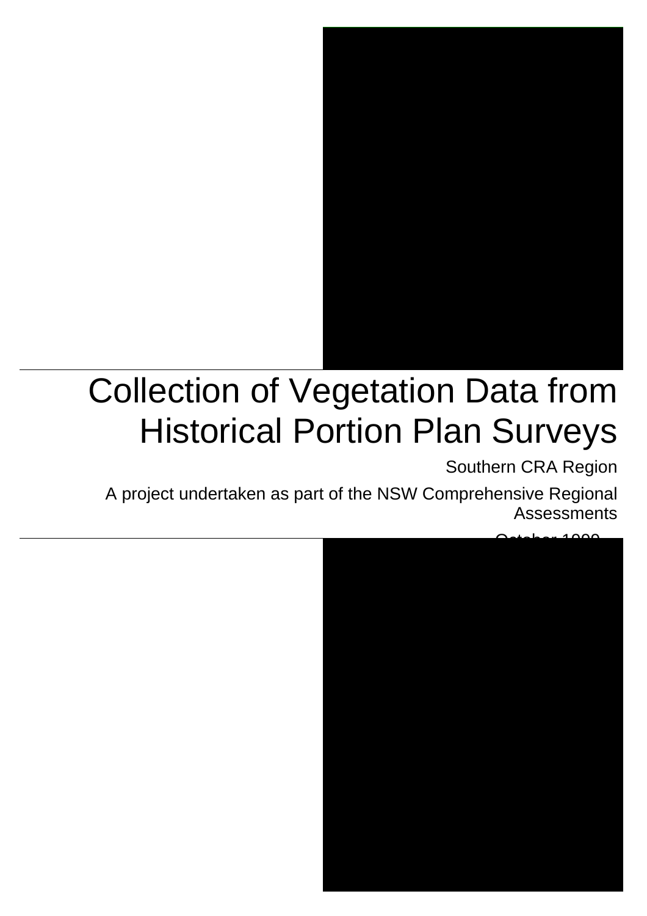# Collection of Vegetation Data from Historical Portion Plan Surveys

Southern CRA Region

A project undertaken as part of the NSW Comprehensive Regional Assessments

October 1999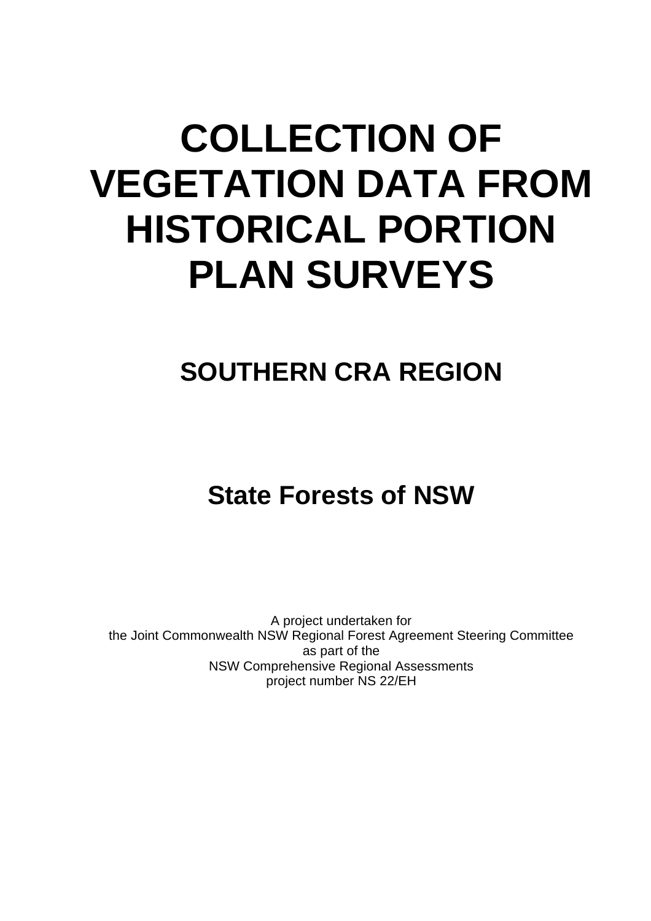# COLLECTION OF VEGETATION DATA FROM HISTORICAL PORTION PLAN SURVEYS

## SOUTHERN CRA REGION

## State Forests of NSW

A project undertaken for
the Joint Commonwealth NSW Regional Forest Agreement Steering Committee
as part of the
NSW Comprehensive Regional Assessments
project number NS 22/EH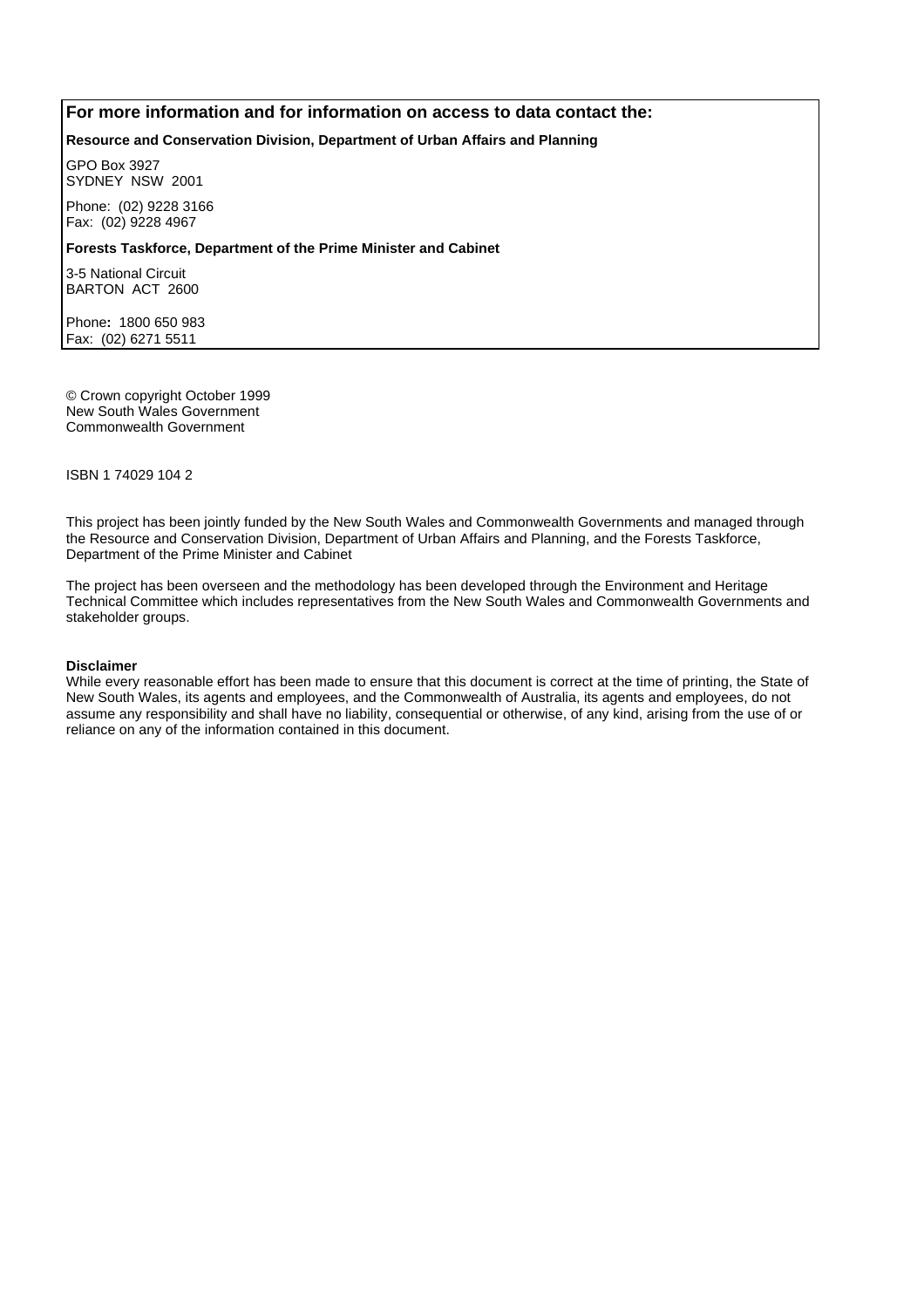**For more information and for information on access to data contact the:**

**Resource and Conservation Division, Department of Urban Affairs and Planning**

GPO Box 3927
SYDNEY NSW 2001

Phone: (02) 9228 3166
Fax: (02) 9228 4967

**Forests Taskforce, Department of the Prime Minister and Cabinet**

3-5 National Circuit
BARTON ACT 2600

Phone**:** 1800 650 983
Fax: (02) 6271 5511

© Crown copyright October 1999
New South Wales Government
Commonwealth Government

ISBN 1 74029 104 2

This project has been jointly funded by the New South Wales and Commonwealth Governments and managed through the Resource and Conservation Division, Department of Urban Affairs and Planning, and the Forests Taskforce, Department of the Prime Minister and Cabinet

The project has been overseen and the methodology has been developed through the Environment and Heritage Technical Committee which includes representatives from the New South Wales and Commonwealth Governments and stakeholder groups.

**Disclaimer**
While every reasonable effort has been made to ensure that this document is correct at the time of printing, the State of New South Wales, its agents and employees, and the Commonwealth of Australia, its agents and employees, do not assume any responsibility and shall have no liability, consequential or otherwise, of any kind, arising from the use of or reliance on any of the information contained in this document.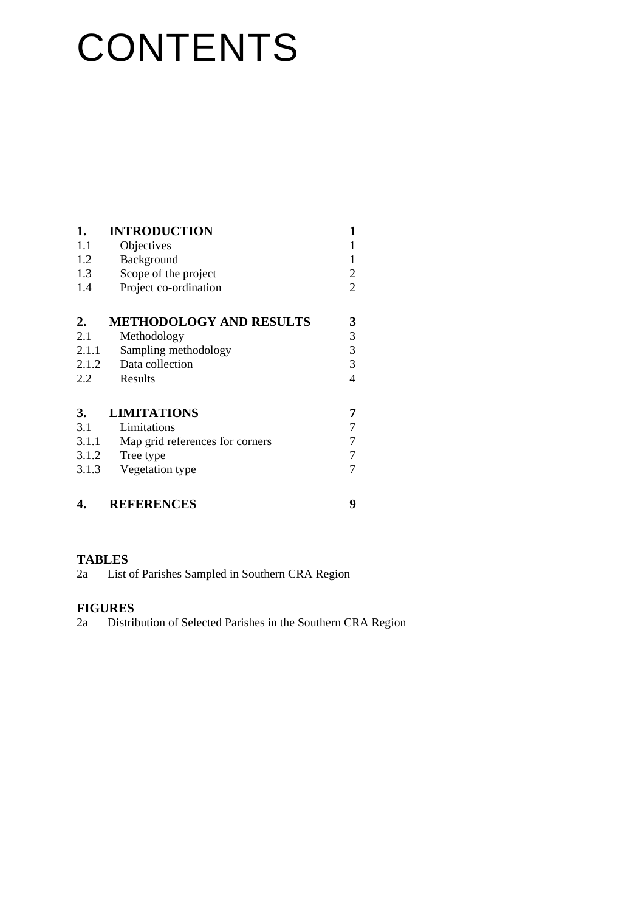# CONTENTS

| | | |
|---|---|---|
| **1.** | **INTRODUCTION** | **1** |
| 1.1 | Objectives | 1 |
| 1.2 | Background | 1 |
| 1.3 | Scope of the project | 2 |
| 1.4 | Project co-ordination | 2 |
| | | |
| **2.** | **METHODOLOGY AND RESULTS** | **3** |
| 2.1 | Methodology | 3 |
| 2.1.1 | Sampling methodology | 3 |
| 2.1.2 | Data collection | 3 |
| 2.2 | Results | 4 |
| | | |
| **3.** | **LIMITATIONS** | **7** |
| 3.1 | Limitations | 7 |
| 3.1.1 | Map grid references for corners | 7 |
| 3.1.2 | Tree type | 7 |
| 3.1.3 | Vegetation type | 7 |
| | | |
| **4.** | **REFERENCES** | **9** |

**TABLES**

2a List of Parishes Sampled in Southern CRA Region

**FIGURES**

2a Distribution of Selected Parishes in the Southern CRA Region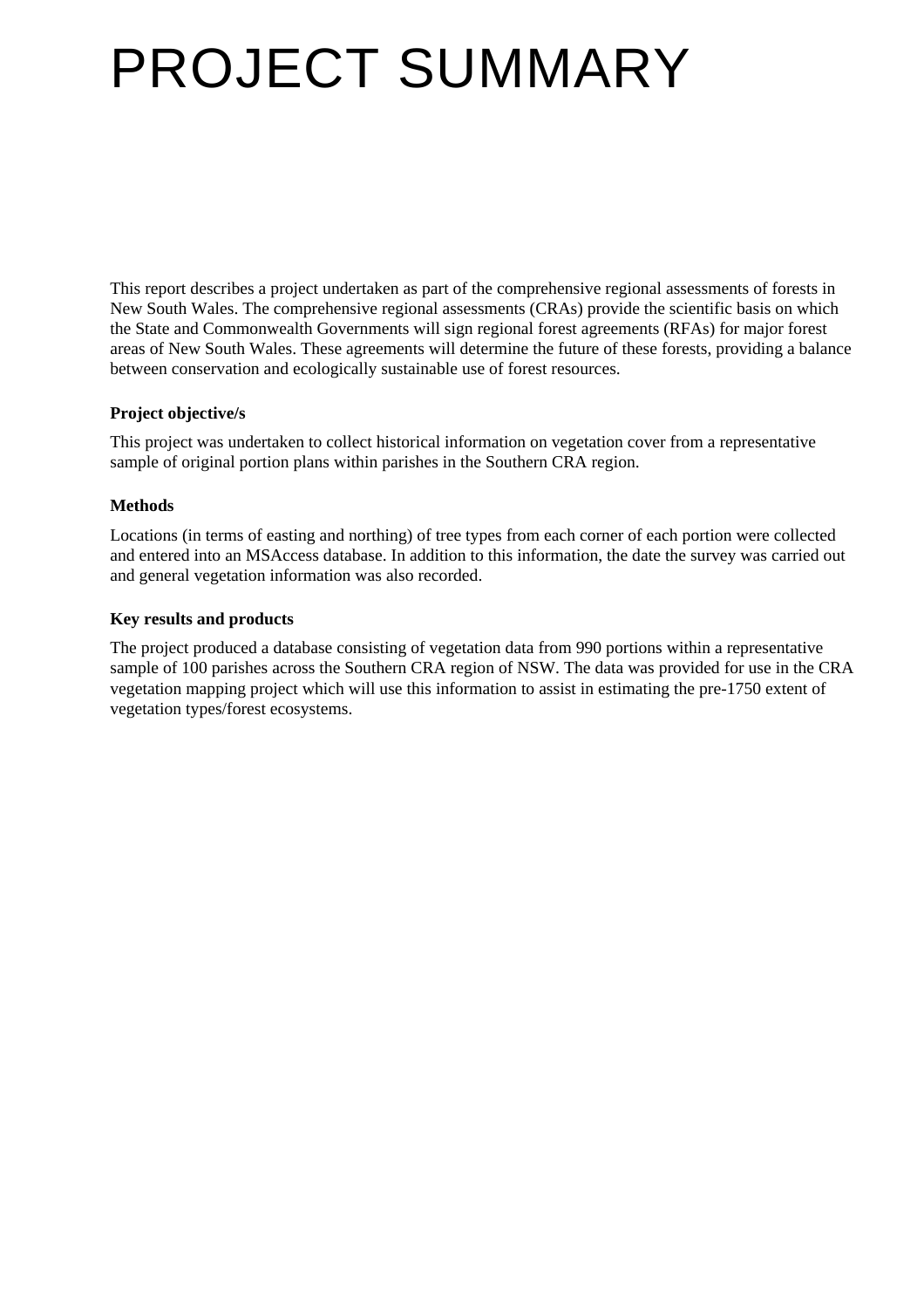# PROJECT SUMMARY

This report describes a project undertaken as part of the comprehensive regional assessments of forests in New South Wales. The comprehensive regional assessments (CRAs) provide the scientific basis on which the State and Commonwealth Governments will sign regional forest agreements (RFAs) for major forest areas of New South Wales. These agreements will determine the future of these forests, providing a balance between conservation and ecologically sustainable use of forest resources.

**Project objective/s**

This project was undertaken to collect historical information on vegetation cover from a representative sample of original portion plans within parishes in the Southern CRA region.

**Methods**

Locations (in terms of easting and northing) of tree types from each corner of each portion were collected and entered into an MSAccess database. In addition to this information, the date the survey was carried out and general vegetation information was also recorded.

**Key results and products**

The project produced a database consisting of vegetation data from 990 portions within a representative sample of 100 parishes across the Southern CRA region of NSW. The data was provided for use in the CRA vegetation mapping project which will use this information to assist in estimating the pre-1750 extent of vegetation types/forest ecosystems.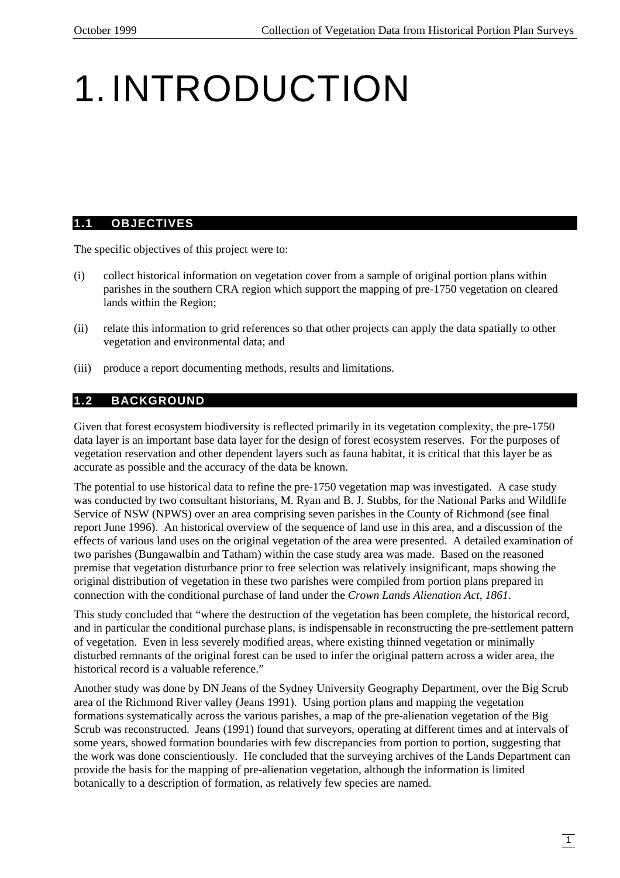# 1. INTRODUCTION

## 1.1 OBJECTIVES

The specific objectives of this project were to:

(i) collect historical information on vegetation cover from a sample of original portion plans within parishes in the southern CRA region which support the mapping of pre-1750 vegetation on cleared lands within the Region;

(ii) relate this information to grid references so that other projects can apply the data spatially to other vegetation and environmental data; and

(iii) produce a report documenting methods, results and limitations.

## 1.2 BACKGROUND

Given that forest ecosystem biodiversity is reflected primarily in its vegetation complexity, the pre-1750 data layer is an important base data layer for the design of forest ecosystem reserves. For the purposes of vegetation reservation and other dependent layers such as fauna habitat, it is critical that this layer be as accurate as possible and the accuracy of the data be known.

The potential to use historical data to refine the pre-1750 vegetation map was investigated. A case study was conducted by two consultant historians, M. Ryan and B. J. Stubbs, for the National Parks and Wildlife Service of NSW (NPWS) over an area comprising seven parishes in the County of Richmond (see final report June 1996). An historical overview of the sequence of land use in this area, and a discussion of the effects of various land uses on the original vegetation of the area were presented. A detailed examination of two parishes (Bungawalbin and Tatham) within the case study area was made. Based on the reasoned premise that vegetation disturbance prior to free selection was relatively insignificant, maps showing the original distribution of vegetation in these two parishes were compiled from portion plans prepared in connection with the conditional purchase of land under the *Crown Lands Alienation Act, 1861*.

This study concluded that "where the destruction of the vegetation has been complete, the historical record, and in particular the conditional purchase plans, is indispensable in reconstructing the pre-settlement pattern of vegetation. Even in less severely modified areas, where existing thinned vegetation or minimally disturbed remnants of the original forest can be used to infer the original pattern across a wider area, the historical record is a valuable reference."

Another study was done by DN Jeans of the Sydney University Geography Department, over the Big Scrub area of the Richmond River valley (Jeans 1991). Using portion plans and mapping the vegetation formations systematically across the various parishes, a map of the pre-alienation vegetation of the Big Scrub was reconstructed. Jeans (1991) found that surveyors, operating at different times and at intervals of some years, showed formation boundaries with few discrepancies from portion to portion, suggesting that the work was done conscientiously. He concluded that the surveying archives of the Lands Department can provide the basis for the mapping of pre-alienation vegetation, although the information is limited botanically to a description of formation, as relatively few species are named.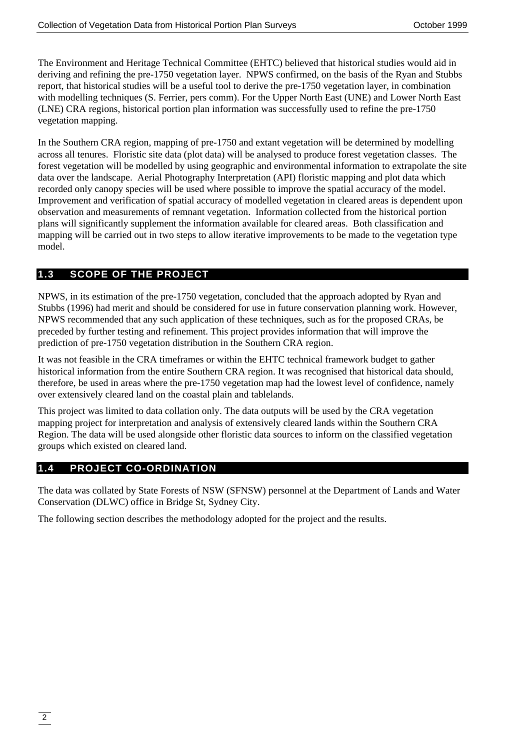The Environment and Heritage Technical Committee (EHTC) believed that historical studies would aid in deriving and refining the pre-1750 vegetation layer. NPWS confirmed, on the basis of the Ryan and Stubbs report, that historical studies will be a useful tool to derive the pre-1750 vegetation layer, in combination with modelling techniques (S. Ferrier, pers comm). For the Upper North East (UNE) and Lower North East (LNE) CRA regions, historical portion plan information was successfully used to refine the pre-1750 vegetation mapping.

In the Southern CRA region, mapping of pre-1750 and extant vegetation will be determined by modelling across all tenures. Floristic site data (plot data) will be analysed to produce forest vegetation classes. The forest vegetation will be modelled by using geographic and environmental information to extrapolate the site data over the landscape. Aerial Photography Interpretation (API) floristic mapping and plot data which recorded only canopy species will be used where possible to improve the spatial accuracy of the model. Improvement and verification of spatial accuracy of modelled vegetation in cleared areas is dependent upon observation and measurements of remnant vegetation. Information collected from the historical portion plans will significantly supplement the information available for cleared areas. Both classification and mapping will be carried out in two steps to allow iterative improvements to be made to the vegetation type model.

## 1.3 SCOPE OF THE PROJECT

NPWS, in its estimation of the pre-1750 vegetation, concluded that the approach adopted by Ryan and Stubbs (1996) had merit and should be considered for use in future conservation planning work. However, NPWS recommended that any such application of these techniques, such as for the proposed CRAs, be preceded by further testing and refinement. This project provides information that will improve the prediction of pre-1750 vegetation distribution in the Southern CRA region.

It was not feasible in the CRA timeframes or within the EHTC technical framework budget to gather historical information from the entire Southern CRA region. It was recognised that historical data should, therefore, be used in areas where the pre-1750 vegetation map had the lowest level of confidence, namely over extensively cleared land on the coastal plain and tablelands.

This project was limited to data collation only. The data outputs will be used by the CRA vegetation mapping project for interpretation and analysis of extensively cleared lands within the Southern CRA Region. The data will be used alongside other floristic data sources to inform on the classified vegetation groups which existed on cleared land.

## 1.4 PROJECT CO-ORDINATION

The data was collated by State Forests of NSW (SFNSW) personnel at the Department of Lands and Water Conservation (DLWC) office in Bridge St, Sydney City.

The following section describes the methodology adopted for the project and the results.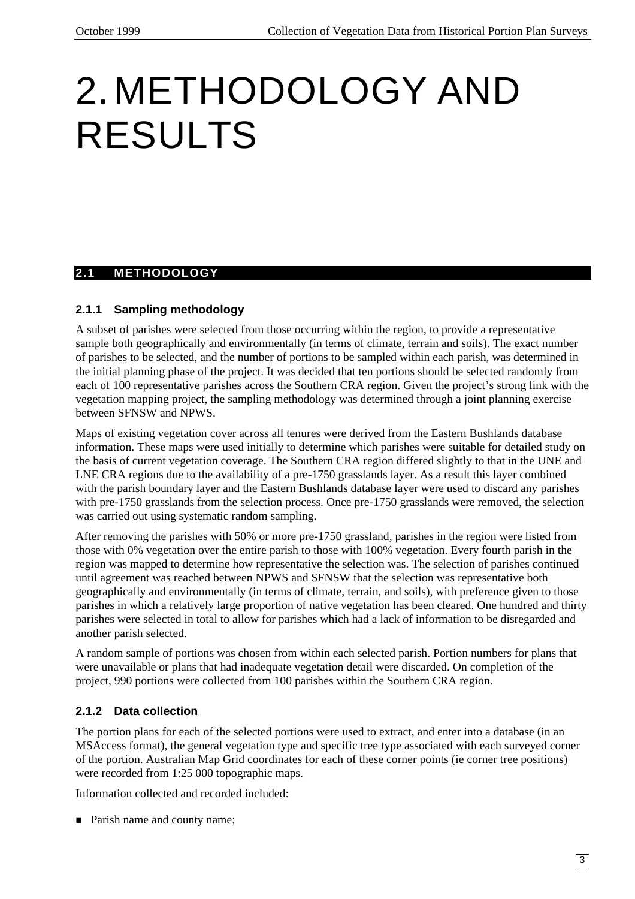# 2. METHODOLOGY AND RESULTS

## 2.1 METHODOLOGY

### 2.1.1 Sampling methodology

A subset of parishes were selected from those occurring within the region, to provide a representative sample both geographically and environmentally (in terms of climate, terrain and soils). The exact number of parishes to be selected, and the number of portions to be sampled within each parish, was determined in the initial planning phase of the project. It was decided that ten portions should be selected randomly from each of 100 representative parishes across the Southern CRA region. Given the project's strong link with the vegetation mapping project, the sampling methodology was determined through a joint planning exercise between SFNSW and NPWS.

Maps of existing vegetation cover across all tenures were derived from the Eastern Bushlands database information. These maps were used initially to determine which parishes were suitable for detailed study on the basis of current vegetation coverage. The Southern CRA region differed slightly to that in the UNE and LNE CRA regions due to the availability of a pre-1750 grasslands layer. As a result this layer combined with the parish boundary layer and the Eastern Bushlands database layer were used to discard any parishes with pre-1750 grasslands from the selection process. Once pre-1750 grasslands were removed, the selection was carried out using systematic random sampling.

After removing the parishes with 50% or more pre-1750 grassland, parishes in the region were listed from those with 0% vegetation over the entire parish to those with 100% vegetation. Every fourth parish in the region was mapped to determine how representative the selection was. The selection of parishes continued until agreement was reached between NPWS and SFNSW that the selection was representative both geographically and environmentally (in terms of climate, terrain, and soils), with preference given to those parishes in which a relatively large proportion of native vegetation has been cleared. One hundred and thirty parishes were selected in total to allow for parishes which had a lack of information to be disregarded and another parish selected.

A random sample of portions was chosen from within each selected parish. Portion numbers for plans that were unavailable or plans that had inadequate vegetation detail were discarded. On completion of the project, 990 portions were collected from 100 parishes within the Southern CRA region.

### 2.1.2 Data collection

The portion plans for each of the selected portions were used to extract, and enter into a database (in an MSAccess format), the general vegetation type and specific tree type associated with each surveyed corner of the portion. Australian Map Grid coordinates for each of these corner points (ie corner tree positions) were recorded from 1:25 000 topographic maps.

Information collected and recorded included:

- Parish name and county name;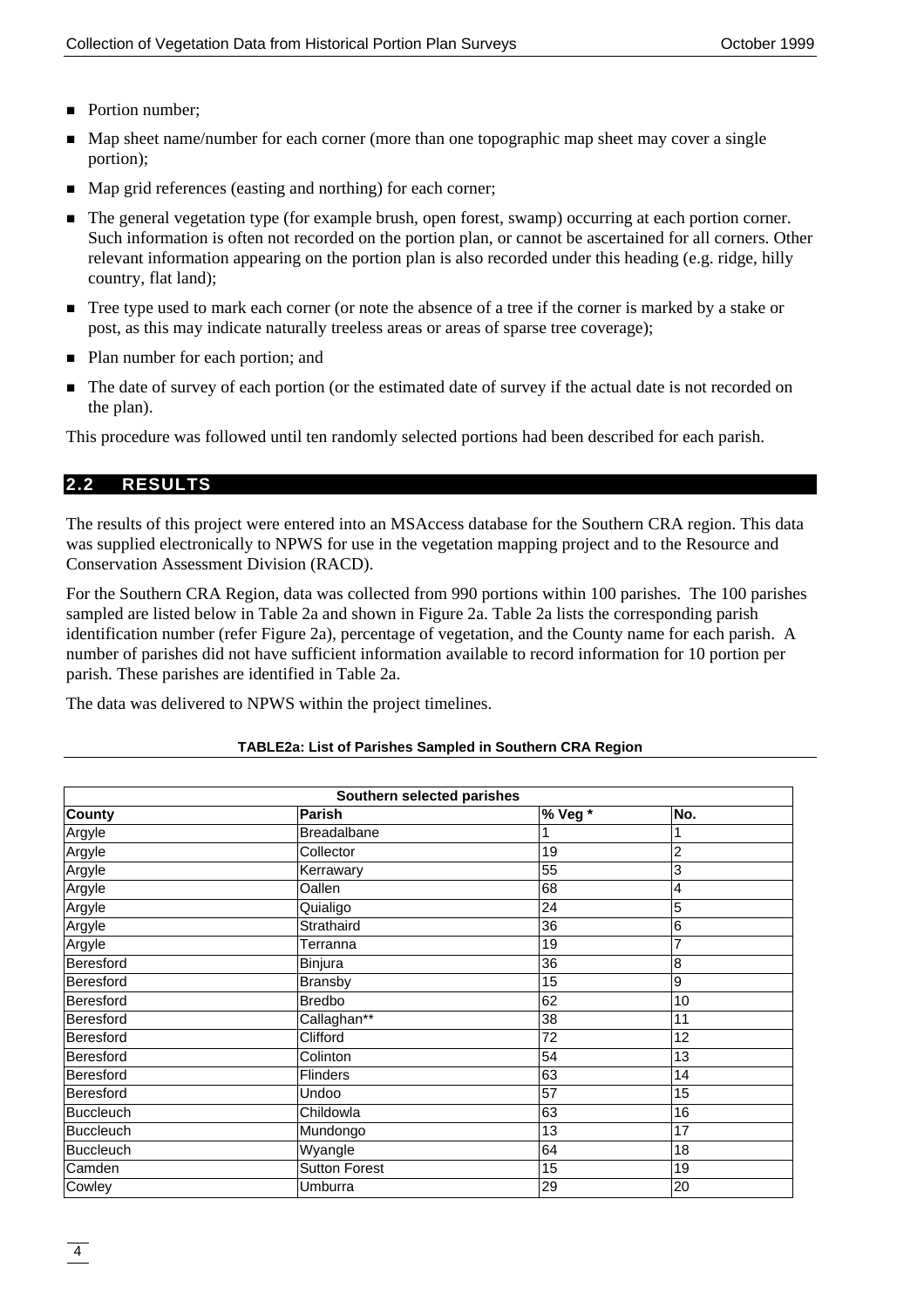- Portion number;
- Map sheet name/number for each corner (more than one topographic map sheet may cover a single portion);
- Map grid references (easting and northing) for each corner;
- The general vegetation type (for example brush, open forest, swamp) occurring at each portion corner. Such information is often not recorded on the portion plan, or cannot be ascertained for all corners. Other relevant information appearing on the portion plan is also recorded under this heading (e.g. ridge, hilly country, flat land);
- Tree type used to mark each corner (or note the absence of a tree if the corner is marked by a stake or post, as this may indicate naturally treeless areas or areas of sparse tree coverage);
- Plan number for each portion; and
- The date of survey of each portion (or the estimated date of survey if the actual date is not recorded on the plan).

This procedure was followed until ten randomly selected portions had been described for each parish.

## 2.2 RESULTS

The results of this project were entered into an MSAccess database for the Southern CRA region. This data was supplied electronically to NPWS for use in the vegetation mapping project and to the Resource and Conservation Assessment Division (RACD).

For the Southern CRA Region, data was collected from 990 portions within 100 parishes. The 100 parishes sampled are listed below in Table 2a and shown in Figure 2a. Table 2a lists the corresponding parish identification number (refer Figure 2a), percentage of vegetation, and the County name for each parish. A number of parishes did not have sufficient information available to record information for 10 portion per parish. These parishes are identified in Table 2a.

The data was delivered to NPWS within the project timelines.

**TABLE2a: List of Parishes Sampled in Southern CRA Region**

| Southern selected parishes | | | |
|---|---|---|---|
| **County** | **Parish** | **% Veg *** | **No.** |
| Argyle | Breadalbane | 1 | 1 |
| Argyle | Collector | 19 | 2 |
| Argyle | Kerrawary | 55 | 3 |
| Argyle | Oallen | 68 | 4 |
| Argyle | Quialigo | 24 | 5 |
| Argyle | Strathaird | 36 | 6 |
| Argyle | Terranna | 19 | 7 |
| Beresford | Binjura | 36 | 8 |
| Beresford | Bransby | 15 | 9 |
| Beresford | Bredbo | 62 | 10 |
| Beresford | Callaghan** | 38 | 11 |
| Beresford | Clifford | 72 | 12 |
| Beresford | Colinton | 54 | 13 |
| Beresford | Flinders | 63 | 14 |
| Beresford | Undoo | 57 | 15 |
| Buccleuch | Childowla | 63 | 16 |
| Buccleuch | Mundongo | 13 | 17 |
| Buccleuch | Wyangle | 64 | 18 |
| Camden | Sutton Forest | 15 | 19 |
| Cowley | Umburra | 29 | 20 |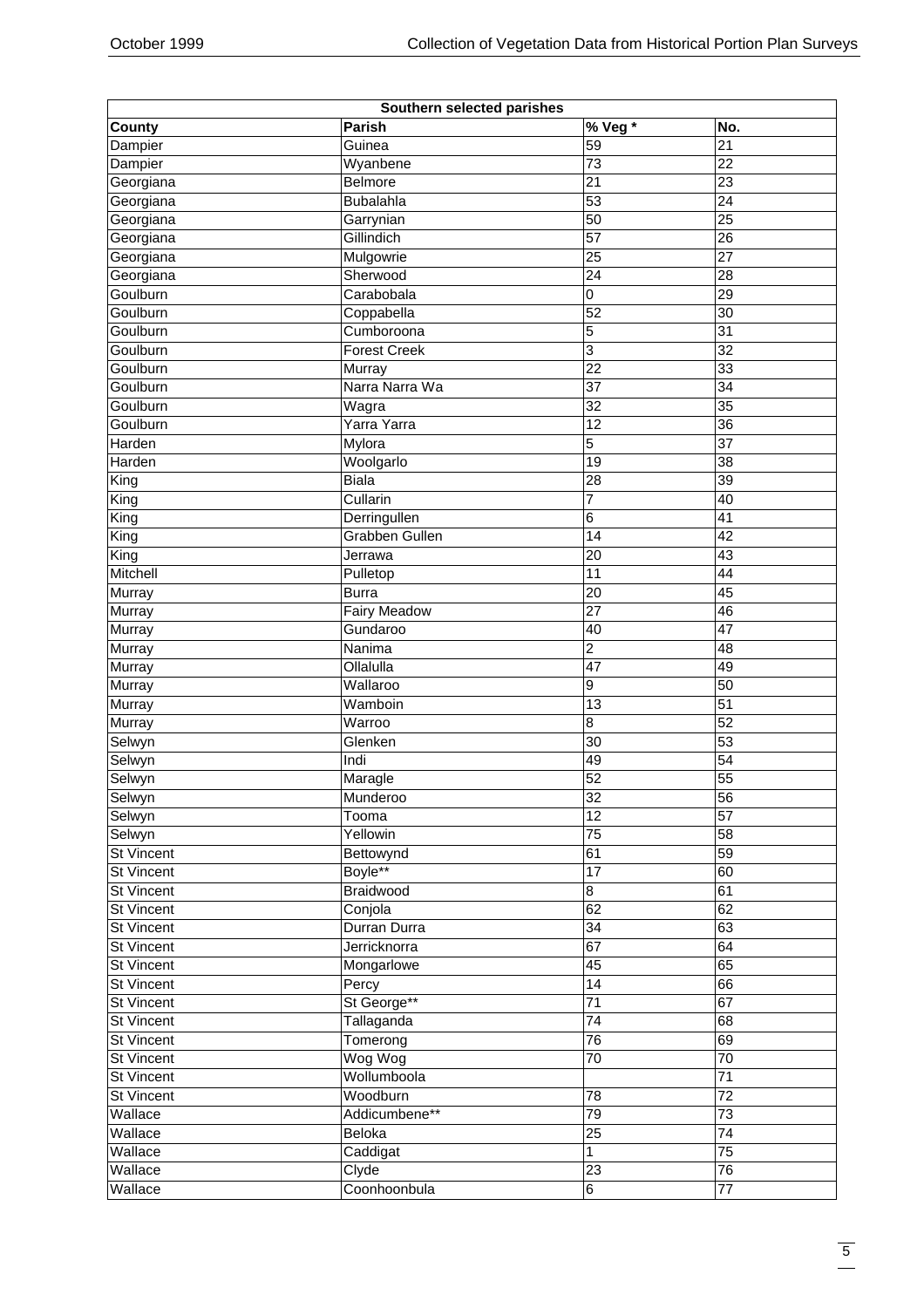| Southern selected parishes | | | |
|---|---|---|---|
| **County** | **Parish** | **% Veg *** | **No.** |
| Dampier | Guinea | 59 | 21 |
| Dampier | Wyanbene | 73 | 22 |
| Georgiana | Belmore | 21 | 23 |
| Georgiana | Bubalahla | 53 | 24 |
| Georgiana | Garrynian | 50 | 25 |
| Georgiana | Gillindich | 57 | 26 |
| Georgiana | Mulgowrie | 25 | 27 |
| Georgiana | Sherwood | 24 | 28 |
| Goulburn | Carabobala | 0 | 29 |
| Goulburn | Coppabella | 52 | 30 |
| Goulburn | Cumboroona | 5 | 31 |
| Goulburn | Forest Creek | 3 | 32 |
| Goulburn | Murray | 22 | 33 |
| Goulburn | Narra Narra Wa | 37 | 34 |
| Goulburn | Wagra | 32 | 35 |
| Goulburn | Yarra Yarra | 12 | 36 |
| Harden | Mylora | 5 | 37 |
| Harden | Woolgarlo | 19 | 38 |
| King | Biala | 28 | 39 |
| King | Cullarin | 7 | 40 |
| King | Derringullen | 6 | 41 |
| King | Grabben Gullen | 14 | 42 |
| King | Jerrawa | 20 | 43 |
| Mitchell | Pulletop | 11 | 44 |
| Murray | Burra | 20 | 45 |
| Murray | Fairy Meadow | 27 | 46 |
| Murray | Gundaroo | 40 | 47 |
| Murray | Nanima | 2 | 48 |
| Murray | Ollalulla | 47 | 49 |
| Murray | Wallaroo | 9 | 50 |
| Murray | Wamboin | 13 | 51 |
| Murray | Warroo | 8 | 52 |
| Selwyn | Glenken | 30 | 53 |
| Selwyn | Indi | 49 | 54 |
| Selwyn | Maragle | 52 | 55 |
| Selwyn | Munderoo | 32 | 56 |
| Selwyn | Tooma | 12 | 57 |
| Selwyn | Yellowin | 75 | 58 |
| St Vincent | Bettowynd | 61 | 59 |
| St Vincent | Boyle** | 17 | 60 |
| St Vincent | Braidwood | 8 | 61 |
| St Vincent | Conjola | 62 | 62 |
| St Vincent | Durran Durra | 34 | 63 |
| St Vincent | Jerricknorra | 67 | 64 |
| St Vincent | Mongarlowe | 45 | 65 |
| St Vincent | Percy | 14 | 66 |
| St Vincent | St George** | 71 | 67 |
| St Vincent | Tallaganda | 74 | 68 |
| St Vincent | Tomerong | 76 | 69 |
| St Vincent | Wog Wog | 70 | 70 |
| St Vincent | Wollumboola | | 71 |
| St Vincent | Woodburn | 78 | 72 |
| Wallace | Addicumbene** | 79 | 73 |
| Wallace | Beloka | 25 | 74 |
| Wallace | Caddigat | 1 | 75 |
| Wallace | Clyde | 23 | 76 |
| Wallace | Coonhoonbula | 6 | 77 |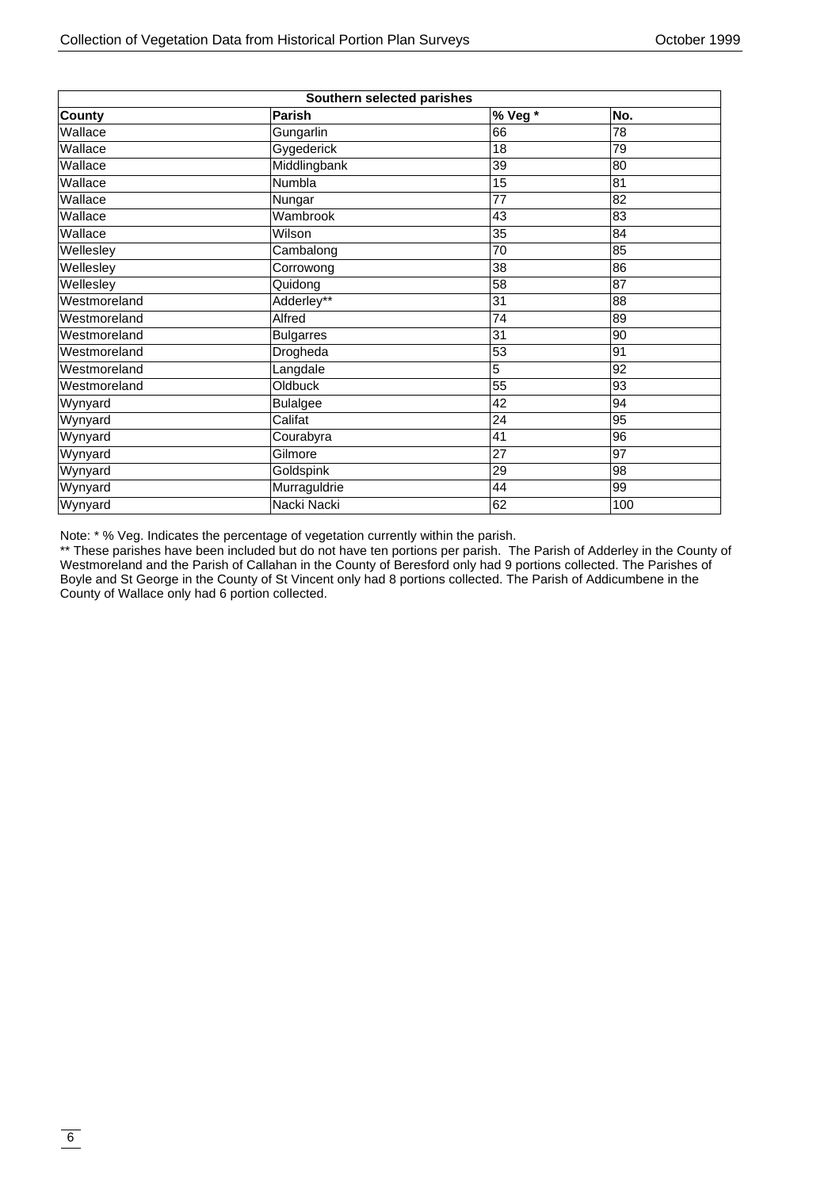| Southern selected parishes | | | |
|---|---|---|---|
| **County** | **Parish** | **% Veg \*** | **No.** |
| Wallace | Gungarlin | 66 | 78 |
| Wallace | Gygederick | 18 | 79 |
| Wallace | Middlingbank | 39 | 80 |
| Wallace | Numbla | 15 | 81 |
| Wallace | Nungar | 77 | 82 |
| Wallace | Wambrook | 43 | 83 |
| Wallace | Wilson | 35 | 84 |
| Wellesley | Cambalong | 70 | 85 |
| Wellesley | Corrowong | 38 | 86 |
| Wellesley | Quidong | 58 | 87 |
| Westmoreland | Adderley** | 31 | 88 |
| Westmoreland | Alfred | 74 | 89 |
| Westmoreland | Bulgarres | 31 | 90 |
| Westmoreland | Drogheda | 53 | 91 |
| Westmoreland | Langdale | 5 | 92 |
| Westmoreland | Oldbuck | 55 | 93 |
| Wynyard | Bulalgee | 42 | 94 |
| Wynyard | Califat | 24 | 95 |
| Wynyard | Courabyra | 41 | 96 |
| Wynyard | Gilmore | 27 | 97 |
| Wynyard | Goldspink | 29 | 98 |
| Wynyard | Murraguldrie | 44 | 99 |
| Wynyard | Nacki Nacki | 62 | 100 |

Note: * % Veg. Indicates the percentage of vegetation currently within the parish.

** These parishes have been included but do not have ten portions per parish. The Parish of Adderley in the County of Westmoreland and the Parish of Callahan in the County of Beresford only had 9 portions collected. The Parishes of Boyle and St George in the County of St Vincent only had 8 portions collected. The Parish of Addicumbene in the County of Wallace only had 6 portion collected.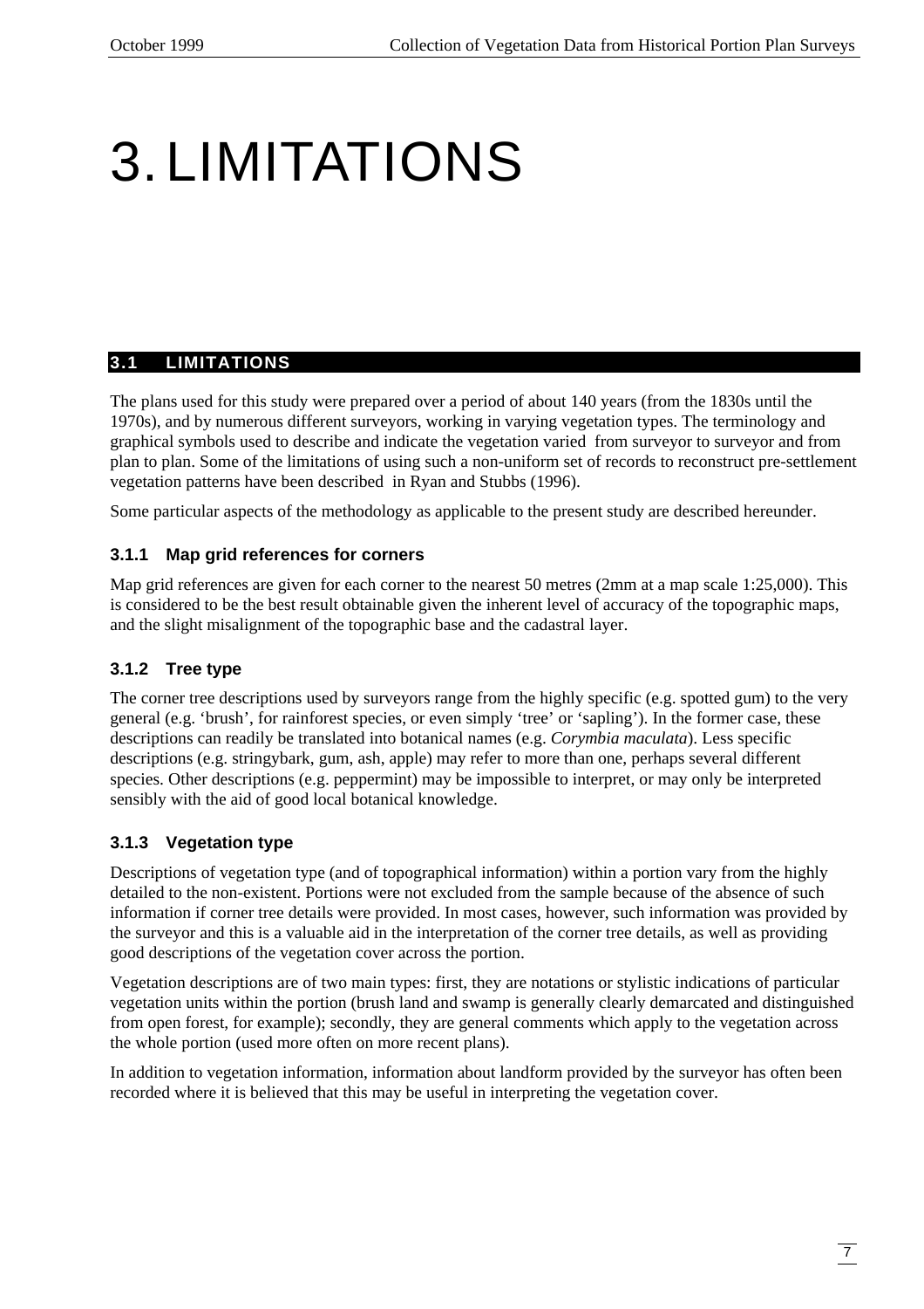# 3. LIMITATIONS

## 3.1 LIMITATIONS

The plans used for this study were prepared over a period of about 140 years (from the 1830s until the 1970s), and by numerous different surveyors, working in varying vegetation types. The terminology and graphical symbols used to describe and indicate the vegetation varied from surveyor to surveyor and from plan to plan. Some of the limitations of using such a non-uniform set of records to reconstruct pre-settlement vegetation patterns have been described in Ryan and Stubbs (1996).

Some particular aspects of the methodology as applicable to the present study are described hereunder.

### 3.1.1 Map grid references for corners

Map grid references are given for each corner to the nearest 50 metres (2mm at a map scale 1:25,000). This is considered to be the best result obtainable given the inherent level of accuracy of the topographic maps, and the slight misalignment of the topographic base and the cadastral layer.

### 3.1.2 Tree type

The corner tree descriptions used by surveyors range from the highly specific (e.g. spotted gum) to the very general (e.g. 'brush', for rainforest species, or even simply 'tree' or 'sapling'). In the former case, these descriptions can readily be translated into botanical names (e.g. *Corymbia maculata*). Less specific descriptions (e.g. stringybark, gum, ash, apple) may refer to more than one, perhaps several different species. Other descriptions (e.g. peppermint) may be impossible to interpret, or may only be interpreted sensibly with the aid of good local botanical knowledge.

### 3.1.3 Vegetation type

Descriptions of vegetation type (and of topographical information) within a portion vary from the highly detailed to the non-existent. Portions were not excluded from the sample because of the absence of such information if corner tree details were provided. In most cases, however, such information was provided by the surveyor and this is a valuable aid in the interpretation of the corner tree details, as well as providing good descriptions of the vegetation cover across the portion.

Vegetation descriptions are of two main types: first, they are notations or stylistic indications of particular vegetation units within the portion (brush land and swamp is generally clearly demarcated and distinguished from open forest, for example); secondly, they are general comments which apply to the vegetation across the whole portion (used more often on more recent plans).

In addition to vegetation information, information about landform provided by the surveyor has often been recorded where it is believed that this may be useful in interpreting the vegetation cover.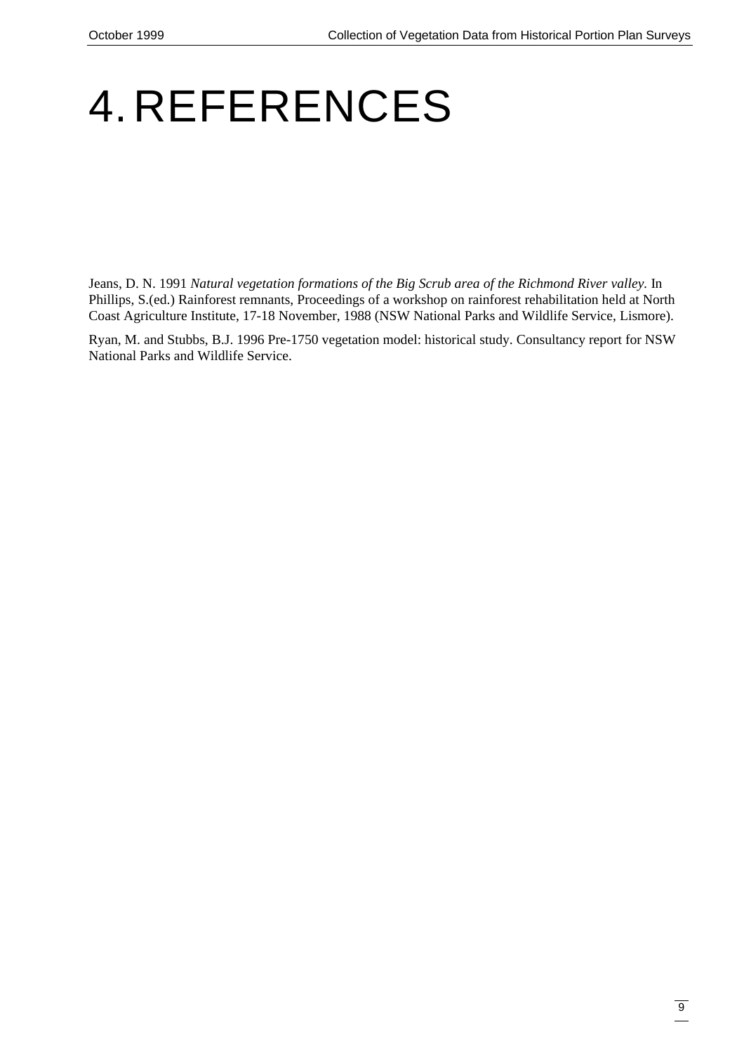# 4. REFERENCES

Jeans, D. N. 1991 *Natural vegetation formations of the Big Scrub area of the Richmond River valley.* In Phillips, S.(ed.) Rainforest remnants, Proceedings of a workshop on rainforest rehabilitation held at North Coast Agriculture Institute, 17-18 November, 1988 (NSW National Parks and Wildlife Service, Lismore).

Ryan, M. and Stubbs, B.J. 1996 Pre-1750 vegetation model: historical study. Consultancy report for NSW National Parks and Wildlife Service.